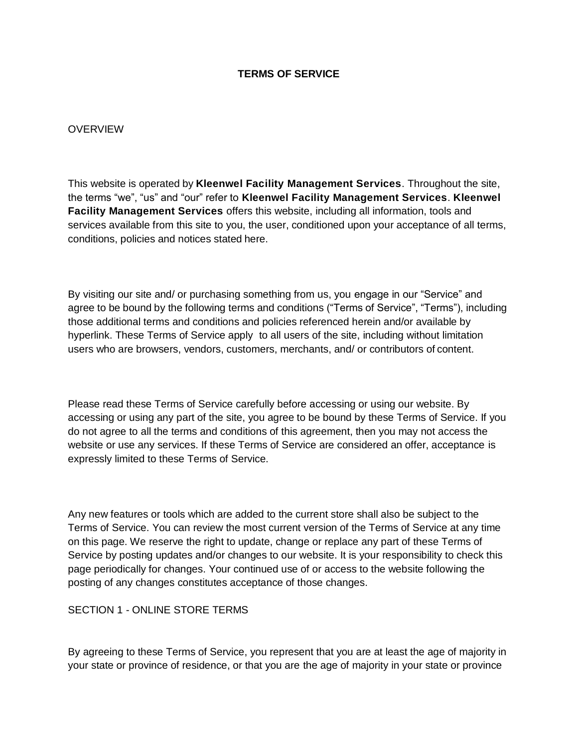# TERMS OF SERVICE

## OVERVIEW

This website is operated by **Kleenwel Facility Management Services**. Throughout the site, the terms "we", "us" and "our" refer to **Kleenwel Facility Management Services**. **Kleenwel Facility Management Services** offers this website, including all information, tools and services available from this site to you, the user, conditioned upon your acceptance of all terms, conditions, policies and notices stated here.

By visiting our site and/ or purchasing something from us, you engage in our "Service" and agree to be bound by the following terms and conditions ("Terms of Service", "Terms"), including those additional terms and conditions and policies referenced herein and/or available by hyperlink. These Terms of Service apply to all users of the site, including without limitation users who are browsers, vendors, customers, merchants, and/ or contributors of content.

Please read these Terms of Service carefully before accessing or using our website. By accessing or using any part of the site, you agree to be bound by these Terms of Service. If you do not agree to all the terms and conditions of this agreement, then you may not access the website or use any services. If these Terms of Service are considered an offer, acceptance is expressly limited to these Terms of Service.

Any new features or tools which are added to the current store shall also be subject to the Terms of Service. You can review the most current version of the Terms of Service at any time on this page. We reserve the right to update, change or replace any part of these Terms of Service by posting updates and/or changes to our website. It is your responsibility to check this page periodically for changes. Your continued use of or access to the website following the posting of any changes constitutes acceptance of those changes.

## SECTION 1 - ONLINE STORE TERMS

By agreeing to these Terms of Service, you represent that you are at least the age of majority in your state or province of residence, or that you are the age of majority in your state or province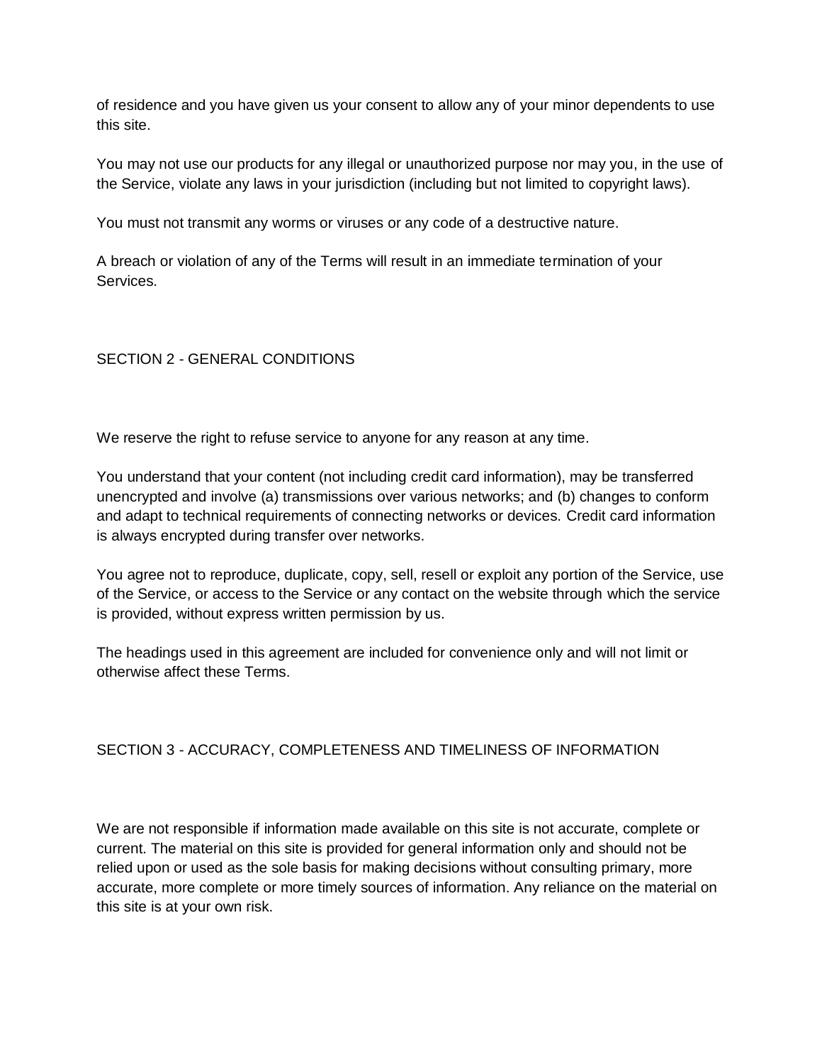of residence and you have given us your consent to allow any of your minor dependents to use this site.

You may not use our products for any illegal or unauthorized purpose nor may you, in the use of the Service, violate any laws in your jurisdiction (including but not limited to copyright laws).

You must not transmit any worms or viruses or any code of a destructive nature.

A breach or violation of any of the Terms will result in an immediate termination of your Services.

## SECTION 2 - GENERAL CONDITIONS

We reserve the right to refuse service to anyone for any reason at any time.

You understand that your content (not including credit card information), may be transferred unencrypted and involve (a) transmissions over various networks; and (b) changes to conform and adapt to technical requirements of connecting networks or devices. Credit card information is always encrypted during transfer over networks.

You agree not to reproduce, duplicate, copy, sell, resell or exploit any portion of the Service, use of the Service, or access to the Service or any contact on the website through which the service is provided, without express written permission by us.

The headings used in this agreement are included for convenience only and will not limit or otherwise affect these Terms.

## SECTION 3 - ACCURACY, COMPLETENESS AND TIMELINESS OF INFORMATION

We are not responsible if information made available on this site is not accurate, complete or current. The material on this site is provided for general information only and should not be relied upon or used as the sole basis for making decisions without consulting primary, more accurate, more complete or more timely sources of information. Any reliance on the material on this site is at your own risk.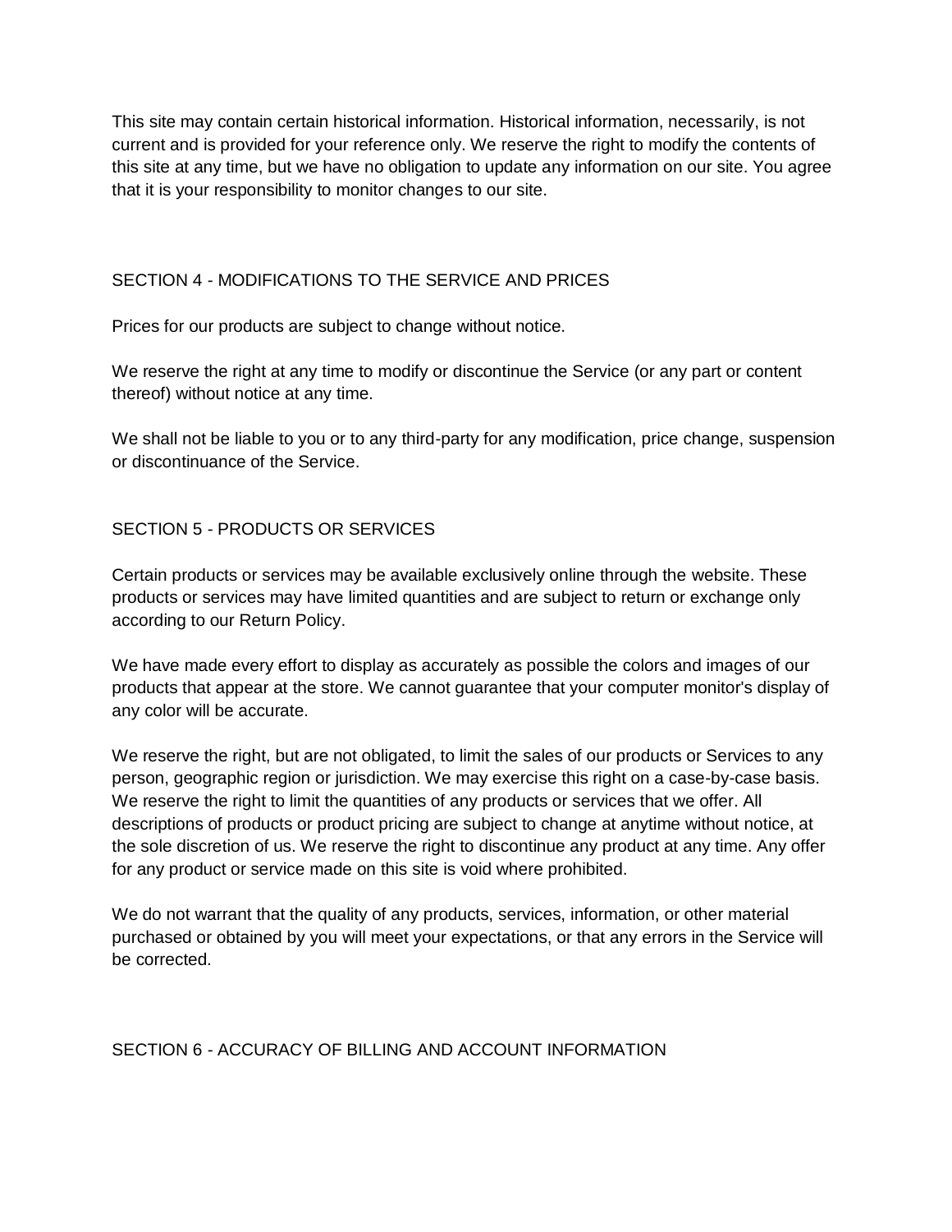This site may contain certain historical information. Historical information, necessarily, is not current and is provided for your reference only. We reserve the right to modify the contents of this site at any time, but we have no obligation to update any information on our site. You agree that it is your responsibility to monitor changes to our site.

## SECTION 4 - MODIFICATIONS TO THE SERVICE AND PRICES

Prices for our products are subject to change without notice.

We reserve the right at any time to modify or discontinue the Service (or any part or content thereof) without notice at any time.

We shall not be liable to you or to any third-party for any modification, price change, suspension or discontinuance of the Service.

## SECTION 5 - PRODUCTS OR SERVICES

Certain products or services may be available exclusively online through the website. These products or services may have limited quantities and are subject to return or exchange only according to our Return Policy.

We have made every effort to display as accurately as possible the colors and images of our products that appear at the store. We cannot guarantee that your computer monitor's display of any color will be accurate.

We reserve the right, but are not obligated, to limit the sales of our products or Services to any person, geographic region or jurisdiction. We may exercise this right on a case-by-case basis. We reserve the right to limit the quantities of any products or services that we offer. All descriptions of products or product pricing are subject to change at anytime without notice, at the sole discretion of us. We reserve the right to discontinue any product at any time. Any offer for any product or service made on this site is void where prohibited.

We do not warrant that the quality of any products, services, information, or other material purchased or obtained by you will meet your expectations, or that any errors in the Service will be corrected.

## SECTION 6 - ACCURACY OF BILLING AND ACCOUNT INFORMATION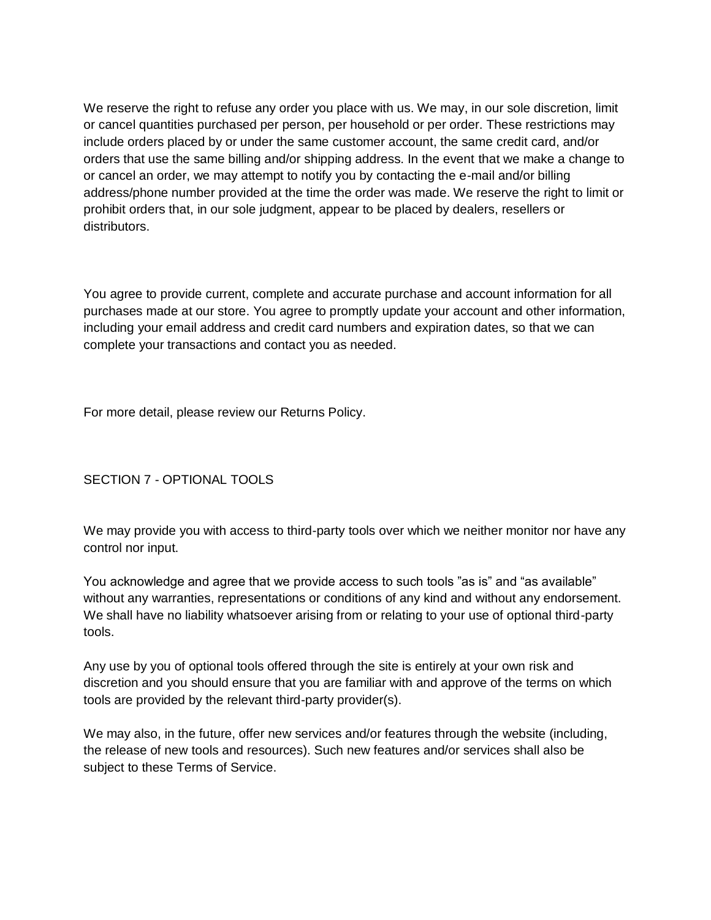We reserve the right to refuse any order you place with us. We may, in our sole discretion, limit or cancel quantities purchased per person, per household or per order. These restrictions may include orders placed by or under the same customer account, the same credit card, and/or orders that use the same billing and/or shipping address. In the event that we make a change to or cancel an order, we may attempt to notify you by contacting the e-mail and/or billing address/phone number provided at the time the order was made. We reserve the right to limit or prohibit orders that, in our sole judgment, appear to be placed by dealers, resellers or distributors.

You agree to provide current, complete and accurate purchase and account information for all purchases made at our store. You agree to promptly update your account and other information, including your email address and credit card numbers and expiration dates, so that we can complete your transactions and contact you as needed.

For more detail, please review our Returns Policy.

## SECTION 7 - OPTIONAL TOOLS

We may provide you with access to third-party tools over which we neither monitor nor have any control nor input.

You acknowledge and agree that we provide access to such tools ”as is” and “as available” without any warranties, representations or conditions of any kind and without any endorsement. We shall have no liability whatsoever arising from or relating to your use of optional third-party tools.

Any use by you of optional tools offered through the site is entirely at your own risk and discretion and you should ensure that you are familiar with and approve of the terms on which tools are provided by the relevant third-party provider(s).

We may also, in the future, offer new services and/or features through the website (including, the release of new tools and resources). Such new features and/or services shall also be subject to these Terms of Service.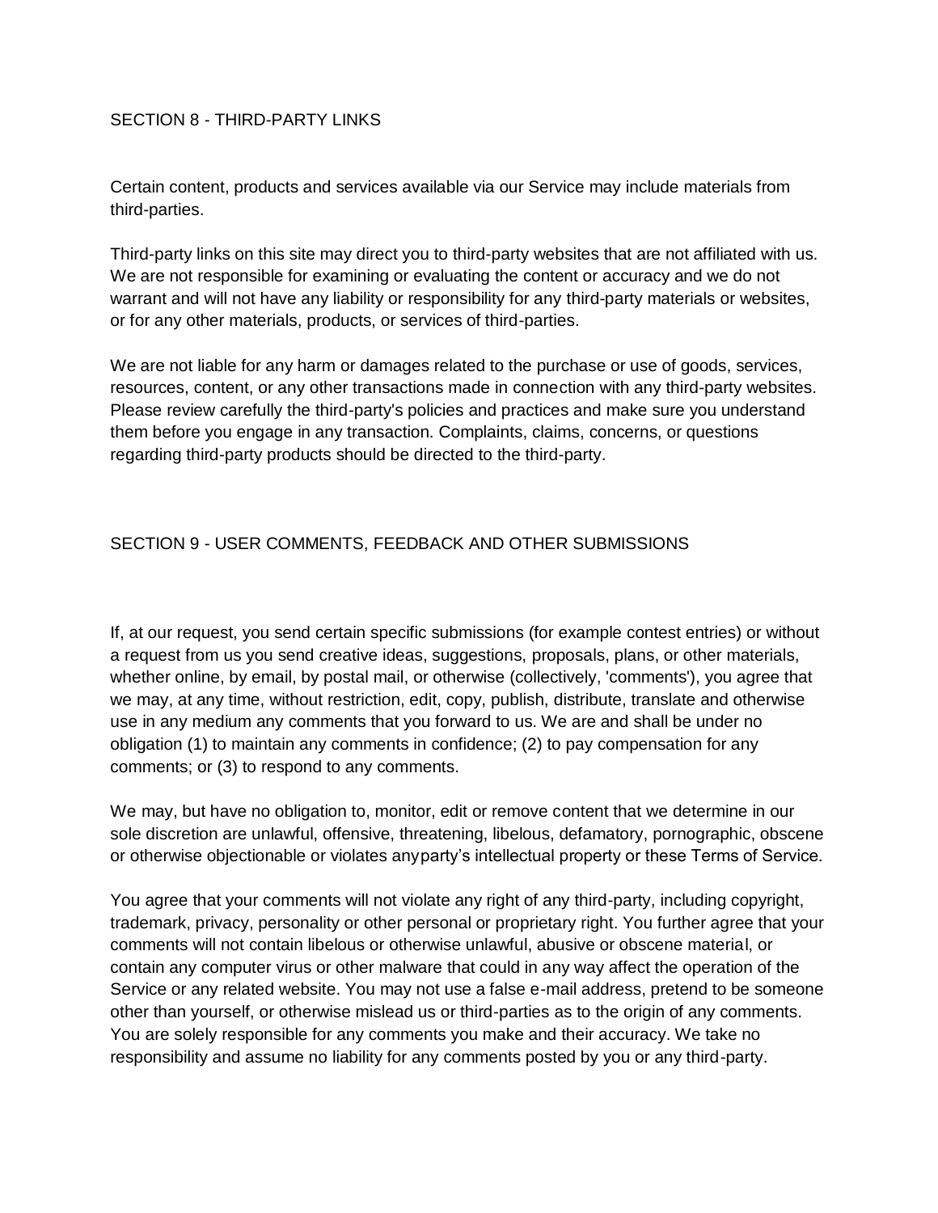## SECTION 8 - THIRD-PARTY LINKS

Certain content, products and services available via our Service may include materials from third-parties.

Third-party links on this site may direct you to third-party websites that are not affiliated with us. We are not responsible for examining or evaluating the content or accuracy and we do not warrant and will not have any liability or responsibility for any third-party materials or websites, or for any other materials, products, or services of third-parties.

We are not liable for any harm or damages related to the purchase or use of goods, services, resources, content, or any other transactions made in connection with any third-party websites. Please review carefully the third-party's policies and practices and make sure you understand them before you engage in any transaction. Complaints, claims, concerns, or questions regarding third-party products should be directed to the third-party.

## SECTION 9 - USER COMMENTS, FEEDBACK AND OTHER SUBMISSIONS

If, at our request, you send certain specific submissions (for example contest entries) or without a request from us you send creative ideas, suggestions, proposals, plans, or other materials, whether online, by email, by postal mail, or otherwise (collectively, 'comments'), you agree that we may, at any time, without restriction, edit, copy, publish, distribute, translate and otherwise use in any medium any comments that you forward to us. We are and shall be under no obligation (1) to maintain any comments in confidence; (2) to pay compensation for any comments; or (3) to respond to any comments.

We may, but have no obligation to, monitor, edit or remove content that we determine in our sole discretion are unlawful, offensive, threatening, libelous, defamatory, pornographic, obscene or otherwise objectionable or violates anyparty's intellectual property or these Terms of Service.

You agree that your comments will not violate any right of any third-party, including copyright, trademark, privacy, personality or other personal or proprietary right. You further agree that your comments will not contain libelous or otherwise unlawful, abusive or obscene material, or contain any computer virus or other malware that could in any way affect the operation of the Service or any related website. You may not use a false e-mail address, pretend to be someone other than yourself, or otherwise mislead us or third-parties as to the origin of any comments. You are solely responsible for any comments you make and their accuracy. We take no responsibility and assume no liability for any comments posted by you or any third-party.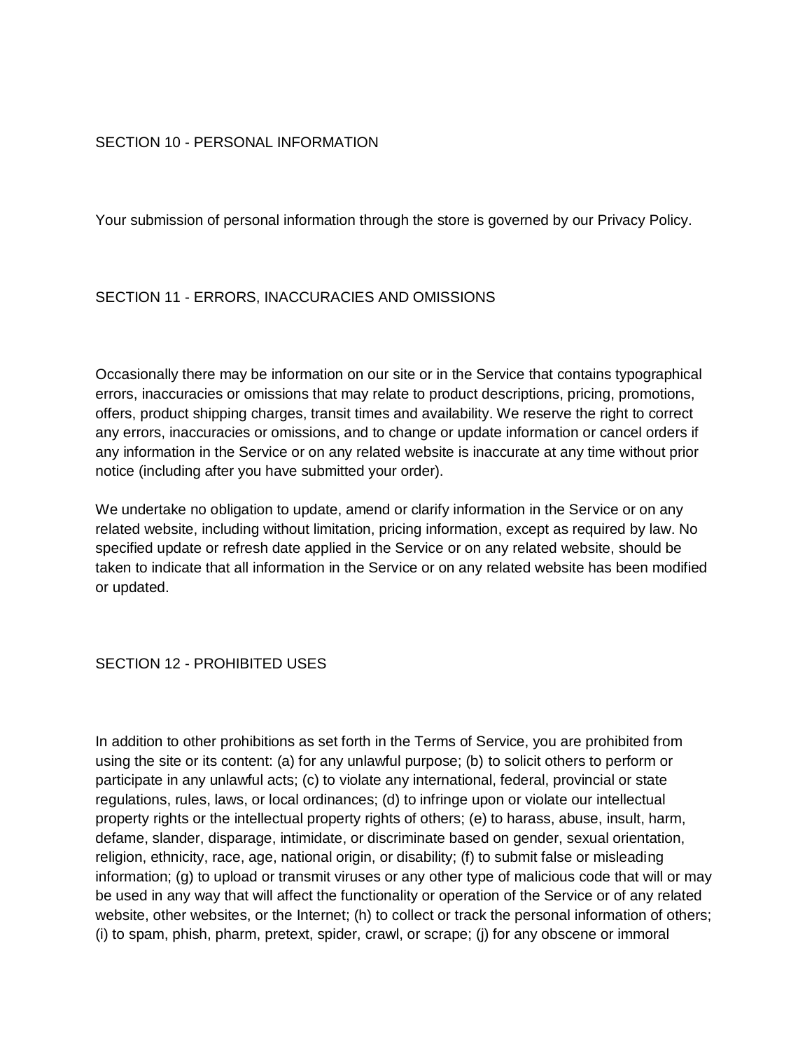## SECTION 10 - PERSONAL INFORMATION

Your submission of personal information through the store is governed by our Privacy Policy.

## SECTION 11 - ERRORS, INACCURACIES AND OMISSIONS

Occasionally there may be information on our site or in the Service that contains typographical errors, inaccuracies or omissions that may relate to product descriptions, pricing, promotions, offers, product shipping charges, transit times and availability. We reserve the right to correct any errors, inaccuracies or omissions, and to change or update information or cancel orders if any information in the Service or on any related website is inaccurate at any time without prior notice (including after you have submitted your order).

We undertake no obligation to update, amend or clarify information in the Service or on any related website, including without limitation, pricing information, except as required by law. No specified update or refresh date applied in the Service or on any related website, should be taken to indicate that all information in the Service or on any related website has been modified or updated.

## SECTION 12 - PROHIBITED USES

In addition to other prohibitions as set forth in the Terms of Service, you are prohibited from using the site or its content: (a) for any unlawful purpose; (b) to solicit others to perform or participate in any unlawful acts; (c) to violate any international, federal, provincial or state regulations, rules, laws, or local ordinances; (d) to infringe upon or violate our intellectual property rights or the intellectual property rights of others; (e) to harass, abuse, insult, harm, defame, slander, disparage, intimidate, or discriminate based on gender, sexual orientation, religion, ethnicity, race, age, national origin, or disability; (f) to submit false or misleading information; (g) to upload or transmit viruses or any other type of malicious code that will or may be used in any way that will affect the functionality or operation of the Service or of any related website, other websites, or the Internet; (h) to collect or track the personal information of others; (i) to spam, phish, pharm, pretext, spider, crawl, or scrape; (j) for any obscene or immoral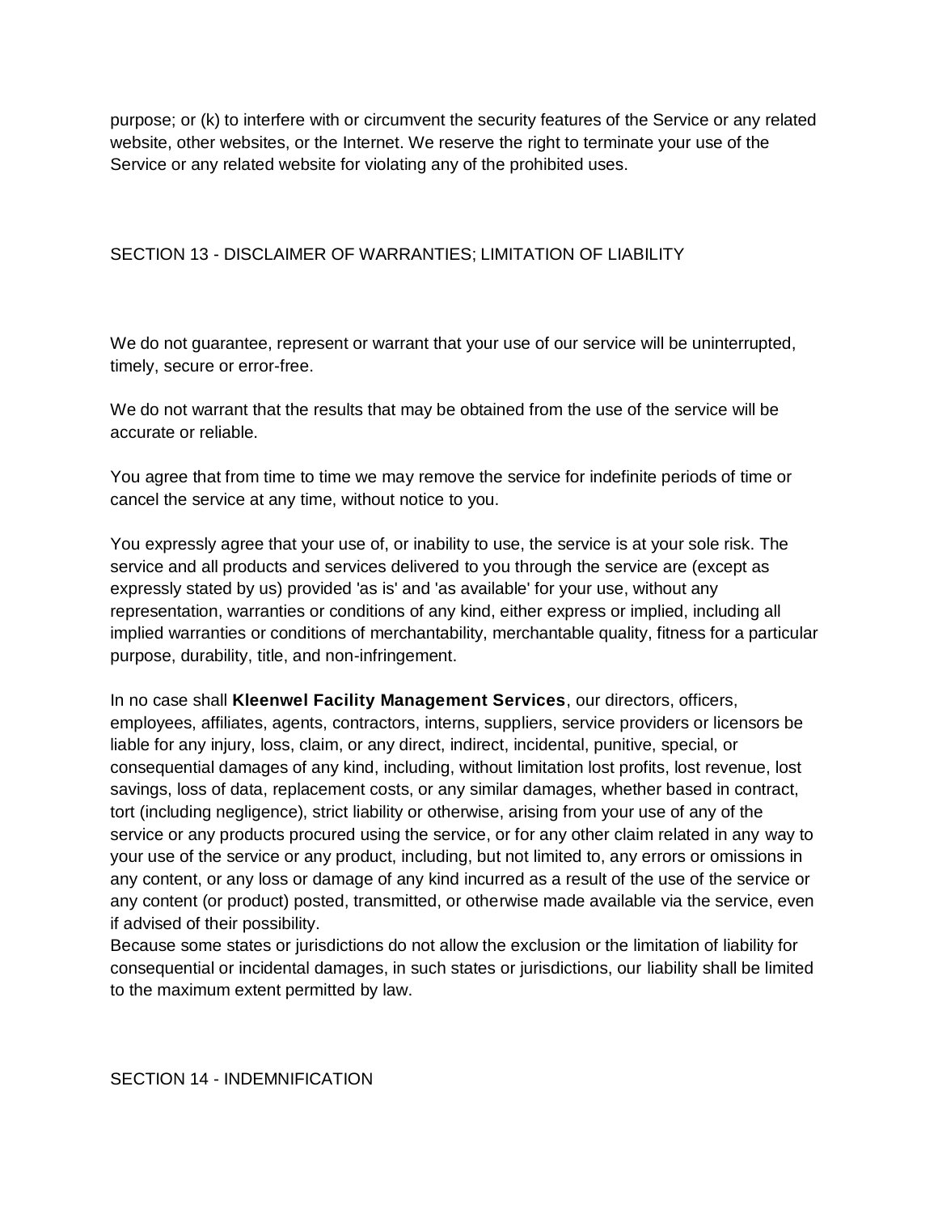purpose; or (k) to interfere with or circumvent the security features of the Service or any related website, other websites, or the Internet. We reserve the right to terminate your use of the Service or any related website for violating any of the prohibited uses.

## SECTION 13 - DISCLAIMER OF WARRANTIES; LIMITATION OF LIABILITY

We do not guarantee, represent or warrant that your use of our service will be uninterrupted, timely, secure or error-free.

We do not warrant that the results that may be obtained from the use of the service will be accurate or reliable.

You agree that from time to time we may remove the service for indefinite periods of time or cancel the service at any time, without notice to you.

You expressly agree that your use of, or inability to use, the service is at your sole risk. The service and all products and services delivered to you through the service are (except as expressly stated by us) provided 'as is' and 'as available' for your use, without any representation, warranties or conditions of any kind, either express or implied, including all implied warranties or conditions of merchantability, merchantable quality, fitness for a particular purpose, durability, title, and non-infringement.

In no case shall **Kleenwel Facility Management Services**, our directors, officers, employees, affiliates, agents, contractors, interns, suppliers, service providers or licensors be liable for any injury, loss, claim, or any direct, indirect, incidental, punitive, special, or consequential damages of any kind, including, without limitation lost profits, lost revenue, lost savings, loss of data, replacement costs, or any similar damages, whether based in contract, tort (including negligence), strict liability or otherwise, arising from your use of any of the service or any products procured using the service, or for any other claim related in any way to your use of the service or any product, including, but not limited to, any errors or omissions in any content, or any loss or damage of any kind incurred as a result of the use of the service or any content (or product) posted, transmitted, or otherwise made available via the service, even if advised of their possibility.
Because some states or jurisdictions do not allow the exclusion or the limitation of liability for consequential or incidental damages, in such states or jurisdictions, our liability shall be limited to the maximum extent permitted by law.

## SECTION 14 - INDEMNIFICATION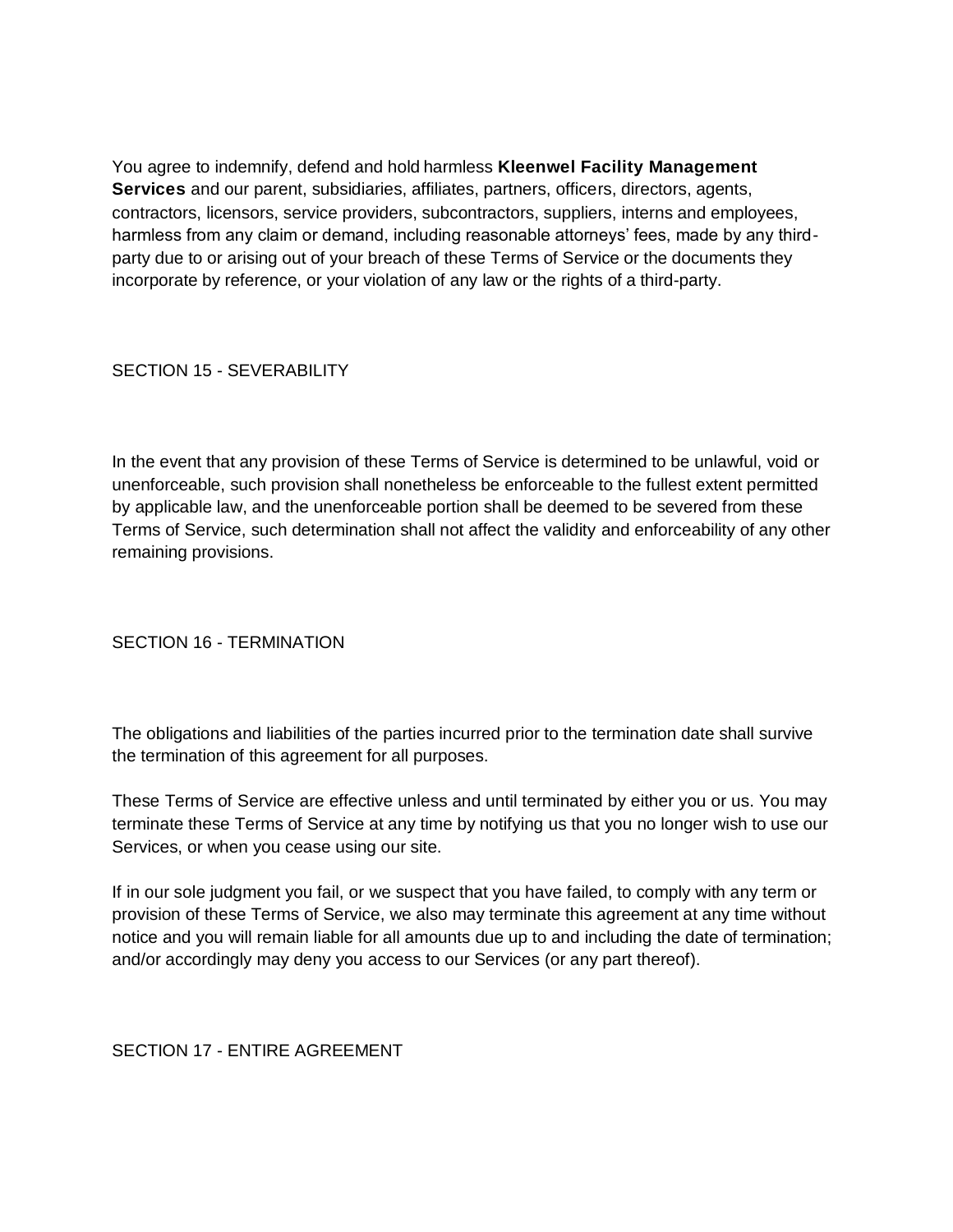You agree to indemnify, defend and hold harmless **Kleenwel Facility Management Services** and our parent, subsidiaries, affiliates, partners, officers, directors, agents, contractors, licensors, service providers, subcontractors, suppliers, interns and employees, harmless from any claim or demand, including reasonable attorneys' fees, made by any third-party due to or arising out of your breach of these Terms of Service or the documents they incorporate by reference, or your violation of any law or the rights of a third-party.

## SECTION 15 - SEVERABILITY

In the event that any provision of these Terms of Service is determined to be unlawful, void or unenforceable, such provision shall nonetheless be enforceable to the fullest extent permitted by applicable law, and the unenforceable portion shall be deemed to be severed from these Terms of Service, such determination shall not affect the validity and enforceability of any other remaining provisions.

## SECTION 16 - TERMINATION

The obligations and liabilities of the parties incurred prior to the termination date shall survive the termination of this agreement for all purposes.

These Terms of Service are effective unless and until terminated by either you or us. You may terminate these Terms of Service at any time by notifying us that you no longer wish to use our Services, or when you cease using our site.

If in our sole judgment you fail, or we suspect that you have failed, to comply with any term or provision of these Terms of Service, we also may terminate this agreement at any time without notice and you will remain liable for all amounts due up to and including the date of termination; and/or accordingly may deny you access to our Services (or any part thereof).

## SECTION 17 - ENTIRE AGREEMENT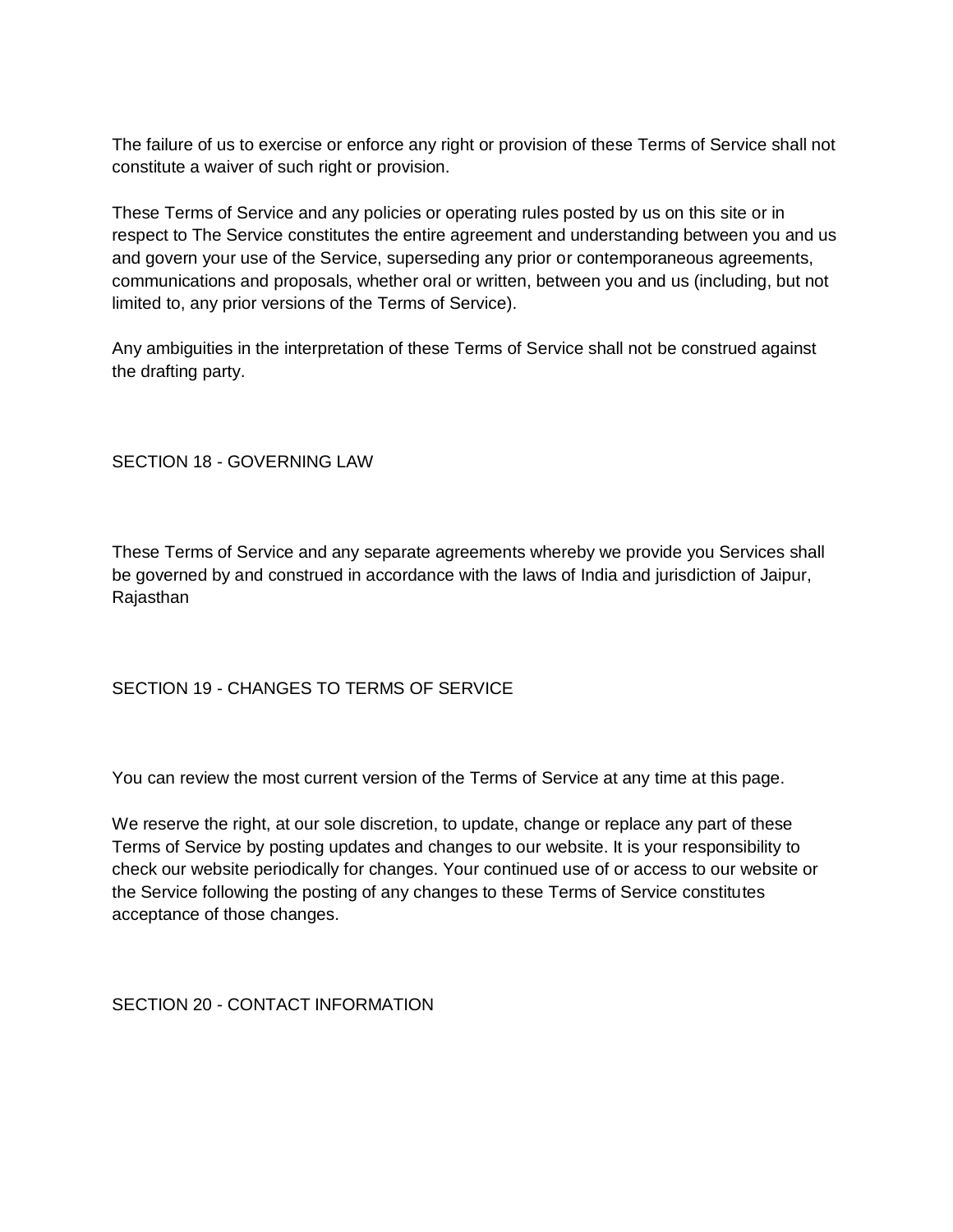The failure of us to exercise or enforce any right or provision of these Terms of Service shall not constitute a waiver of such right or provision.

These Terms of Service and any policies or operating rules posted by us on this site or in respect to The Service constitutes the entire agreement and understanding between you and us and govern your use of the Service, superseding any prior or contemporaneous agreements, communications and proposals, whether oral or written, between you and us (including, but not limited to, any prior versions of the Terms of Service).

Any ambiguities in the interpretation of these Terms of Service shall not be construed against the drafting party.

## SECTION 18 - GOVERNING LAW

These Terms of Service and any separate agreements whereby we provide you Services shall be governed by and construed in accordance with the laws of India and jurisdiction of Jaipur, Rajasthan

## SECTION 19 - CHANGES TO TERMS OF SERVICE

You can review the most current version of the Terms of Service at any time at this page.

We reserve the right, at our sole discretion, to update, change or replace any part of these Terms of Service by posting updates and changes to our website. It is your responsibility to check our website periodically for changes. Your continued use of or access to our website or the Service following the posting of any changes to these Terms of Service constitutes acceptance of those changes.

## SECTION 20 - CONTACT INFORMATION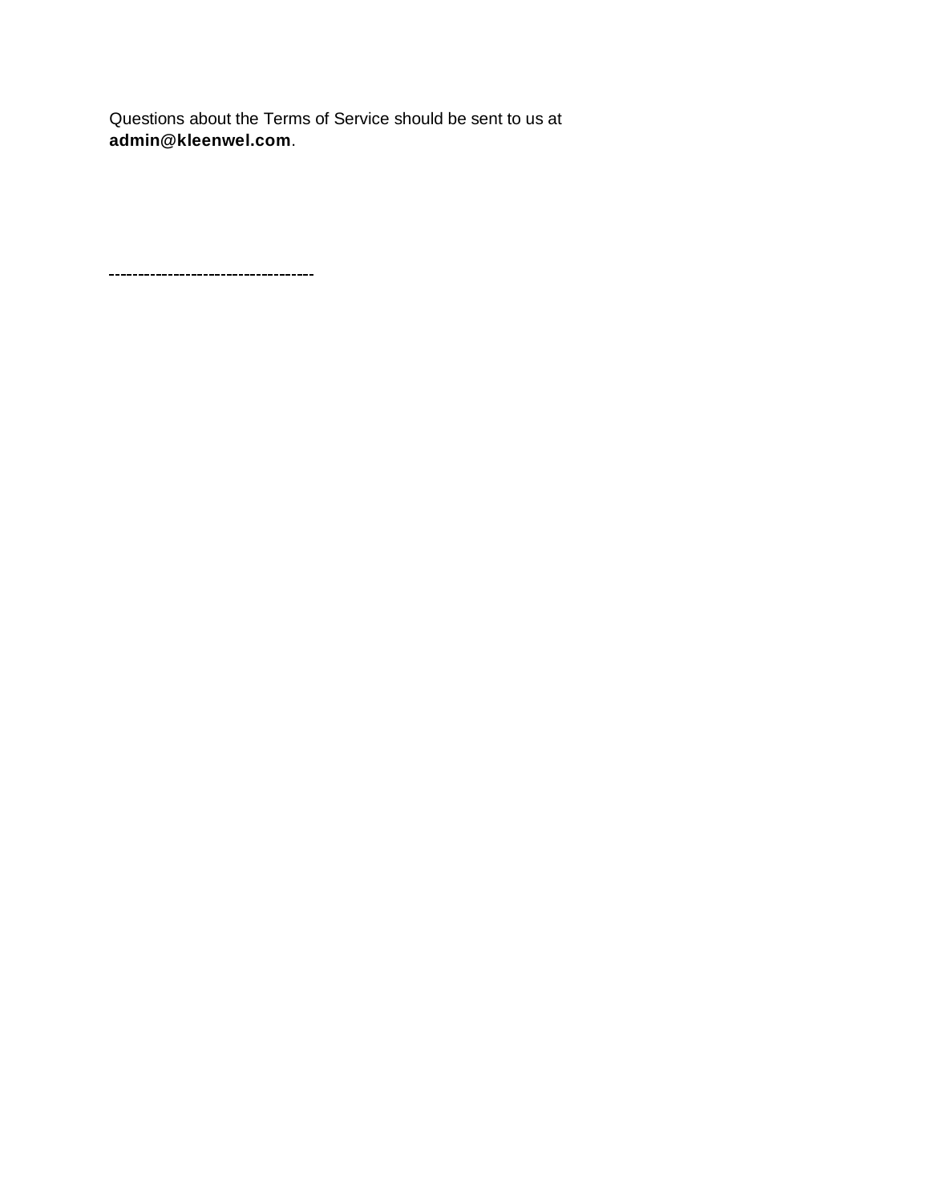Questions about the Terms of Service should be sent to us at **admin@kleenwel.com**.

-----------------------------------